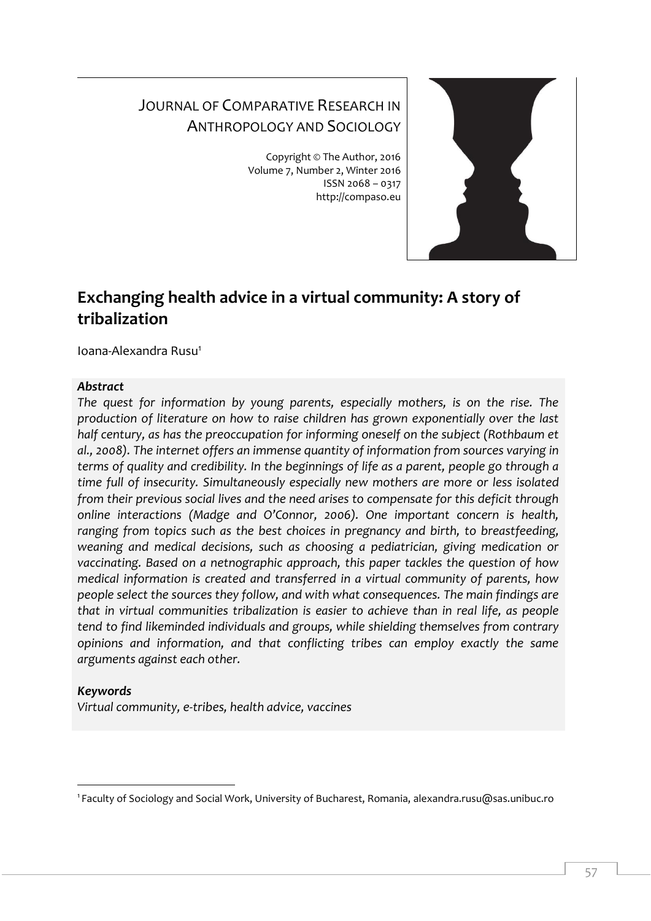JOURNAL OF COMPARATIVE RESEARCH IN ANTHROPOLOGY AND SOCIOLOGY

Copyright © The Author, 2016
Volume 7, Number 2, Winter 2016
ISSN 2068 – 0317
http://compaso.eu

# Exchanging health advice in a virtual community: A story of tribalization

Ioana-Alexandra Rusu[1]

***Abstract***

*The quest for information by young parents, especially mothers, is on the rise. The production of literature on how to raise children has grown exponentially over the last half century, as has the preoccupation for informing oneself on the subject (Rothbaum et al., 2008). The internet offers an immense quantity of information from sources varying in terms of quality and credibility. In the beginnings of life as a parent, people go through a time full of insecurity. Simultaneously especially new mothers are more or less isolated from their previous social lives and the need arises to compensate for this deficit through online interactions (Madge and O'Connor, 2006). One important concern is health, ranging from topics such as the best choices in pregnancy and birth, to breastfeeding, weaning and medical decisions, such as choosing a pediatrician, giving medication or vaccinating. Based on a netnographic approach, this paper tackles the question of how medical information is created and transferred in a virtual community of parents, how people select the sources they follow, and with what consequences. The main findings are that in virtual communities tribalization is easier to achieve than in real life, as people tend to find likeminded individuals and groups, while shielding themselves from contrary opinions and information, and that conflicting tribes can employ exactly the same arguments against each other.*

***Keywords***

*Virtual community, e-tribes, health advice, vaccines*

---

[1] Faculty of Sociology and Social Work, University of Bucharest, Romania, alexandra.rusu@sas.unibuc.ro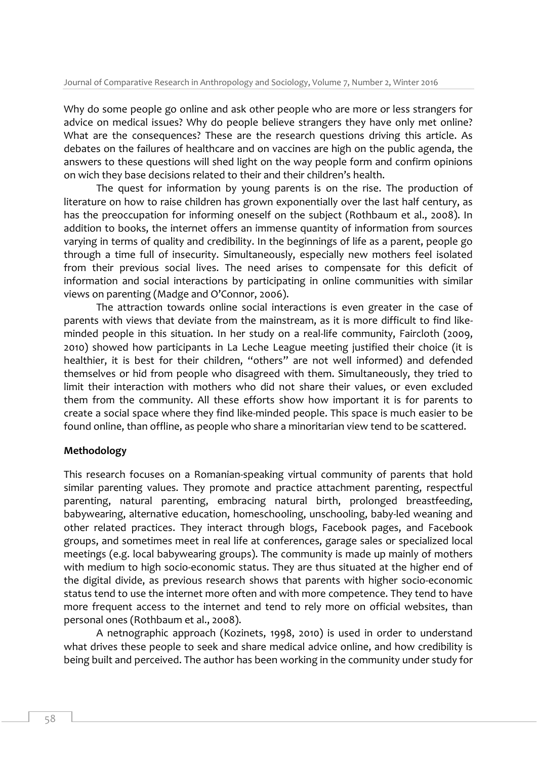Why do some people go online and ask other people who are more or less strangers for advice on medical issues? Why do people believe strangers they have only met online? What are the consequences? These are the research questions driving this article. As debates on the failures of healthcare and on vaccines are high on the public agenda, the answers to these questions will shed light on the way people form and confirm opinions on wich they base decisions related to their and their children's health.

The quest for information by young parents is on the rise. The production of literature on how to raise children has grown exponentially over the last half century, as has the preoccupation for informing oneself on the subject (Rothbaum et al., 2008). In addition to books, the internet offers an immense quantity of information from sources varying in terms of quality and credibility. In the beginnings of life as a parent, people go through a time full of insecurity. Simultaneously, especially new mothers feel isolated from their previous social lives. The need arises to compensate for this deficit of information and social interactions by participating in online communities with similar views on parenting (Madge and O'Connor, 2006).

The attraction towards online social interactions is even greater in the case of parents with views that deviate from the mainstream, as it is more difficult to find like-minded people in this situation. In her study on a real-life community, Faircloth (2009, 2010) showed how participants in La Leche League meeting justified their choice (it is healthier, it is best for their children, "others" are not well informed) and defended themselves or hid from people who disagreed with them. Simultaneously, they tried to limit their interaction with mothers who did not share their values, or even excluded them from the community. All these efforts show how important it is for parents to create a social space where they find like-minded people. This space is much easier to be found online, than offline, as people who share a minoritarian view tend to be scattered.

## Methodology

This research focuses on a Romanian-speaking virtual community of parents that hold similar parenting values. They promote and practice attachment parenting, respectful parenting, natural parenting, embracing natural birth, prolonged breastfeeding, babywearing, alternative education, homeschooling, unschooling, baby-led weaning and other related practices. They interact through blogs, Facebook pages, and Facebook groups, and sometimes meet in real life at conferences, garage sales or specialized local meetings (e.g. local babywearing groups). The community is made up mainly of mothers with medium to high socio-economic status. They are thus situated at the higher end of the digital divide, as previous research shows that parents with higher socio-economic status tend to use the internet more often and with more competence. They tend to have more frequent access to the internet and tend to rely more on official websites, than personal ones (Rothbaum et al., 2008).

A netnographic approach (Kozinets, 1998, 2010) is used in order to understand what drives these people to seek and share medical advice online, and how credibility is being built and perceived. The author has been working in the community under study for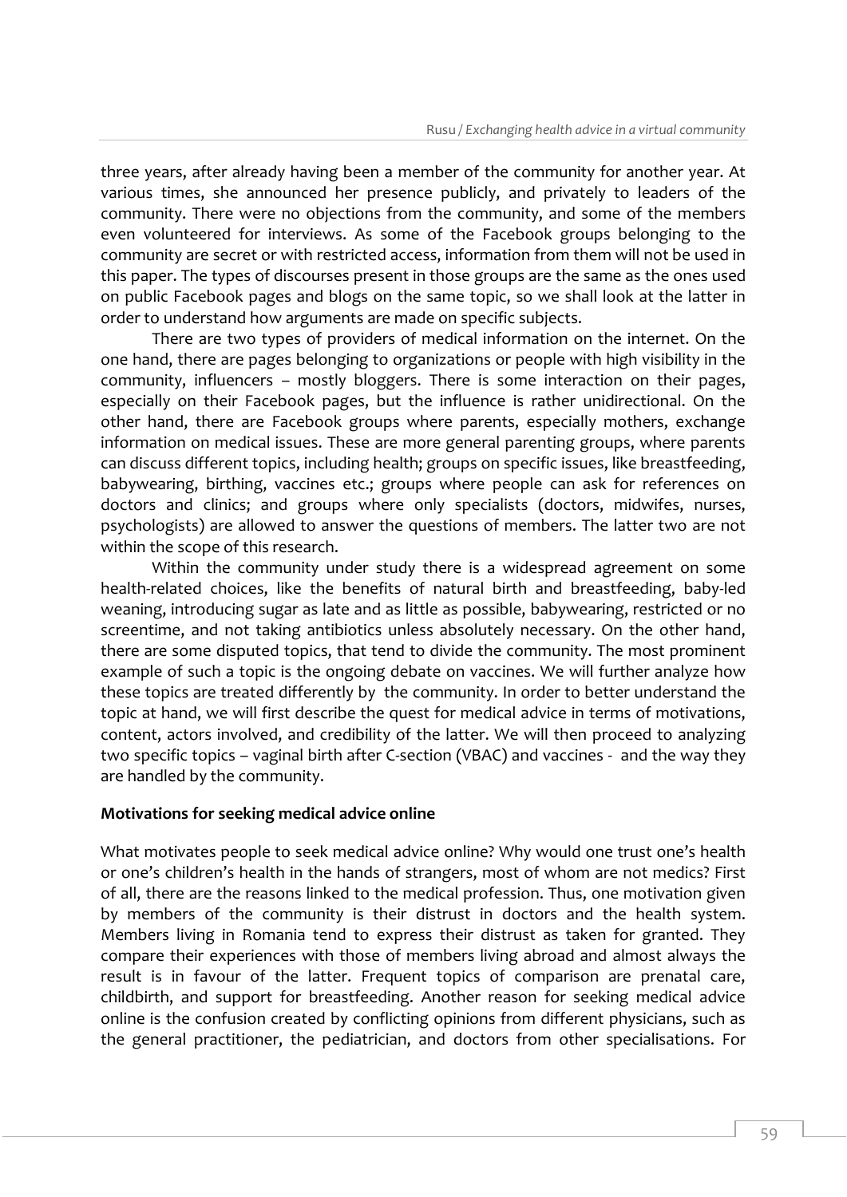three years, after already having been a member of the community for another year. At various times, she announced her presence publicly, and privately to leaders of the community. There were no objections from the community, and some of the members even volunteered for interviews. As some of the Facebook groups belonging to the community are secret or with restricted access, information from them will not be used in this paper. The types of discourses present in those groups are the same as the ones used on public Facebook pages and blogs on the same topic, so we shall look at the latter in order to understand how arguments are made on specific subjects.

There are two types of providers of medical information on the internet. On the one hand, there are pages belonging to organizations or people with high visibility in the community, influencers – mostly bloggers. There is some interaction on their pages, especially on their Facebook pages, but the influence is rather unidirectional. On the other hand, there are Facebook groups where parents, especially mothers, exchange information on medical issues. These are more general parenting groups, where parents can discuss different topics, including health; groups on specific issues, like breastfeeding, babywearing, birthing, vaccines etc.; groups where people can ask for references on doctors and clinics; and groups where only specialists (doctors, midwifes, nurses, psychologists) are allowed to answer the questions of members. The latter two are not within the scope of this research.

Within the community under study there is a widespread agreement on some health-related choices, like the benefits of natural birth and breastfeeding, baby-led weaning, introducing sugar as late and as little as possible, babywearing, restricted or no screentime, and not taking antibiotics unless absolutely necessary. On the other hand, there are some disputed topics, that tend to divide the community. The most prominent example of such a topic is the ongoing debate on vaccines. We will further analyze how these topics are treated differently by the community. In order to better understand the topic at hand, we will first describe the quest for medical advice in terms of motivations, content, actors involved, and credibility of the latter. We will then proceed to analyzing two specific topics – vaginal birth after C-section (VBAC) and vaccines - and the way they are handled by the community.

**Motivations for seeking medical advice online**

What motivates people to seek medical advice online? Why would one trust one's health or one's children's health in the hands of strangers, most of whom are not medics? First of all, there are the reasons linked to the medical profession. Thus, one motivation given by members of the community is their distrust in doctors and the health system. Members living in Romania tend to express their distrust as taken for granted. They compare their experiences with those of members living abroad and almost always the result is in favour of the latter. Frequent topics of comparison are prenatal care, childbirth, and support for breastfeeding. Another reason for seeking medical advice online is the confusion created by conflicting opinions from different physicians, such as the general practitioner, the pediatrician, and doctors from other specialisations. For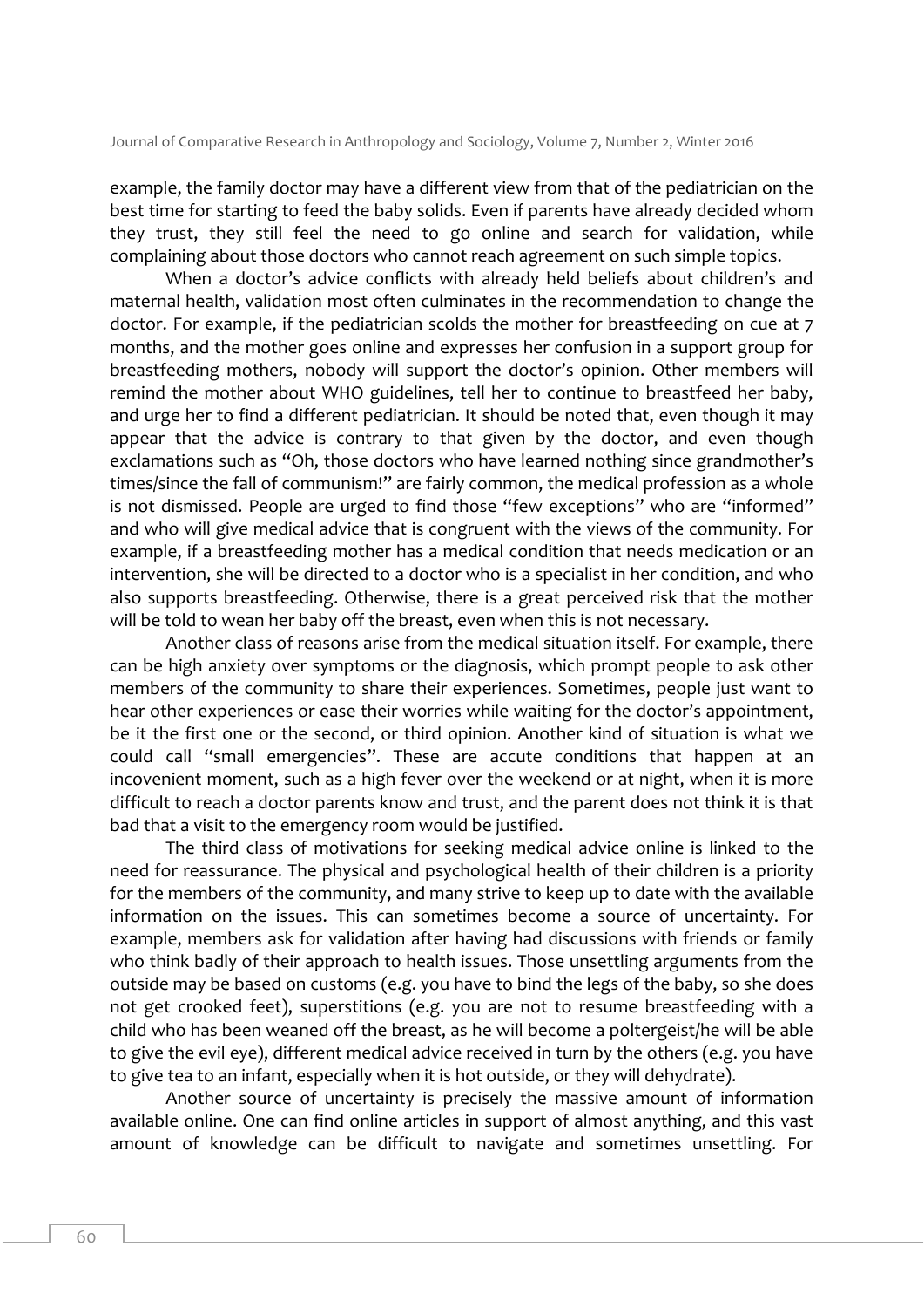example, the family doctor may have a different view from that of the pediatrician on the best time for starting to feed the baby solids. Even if parents have already decided whom they trust, they still feel the need to go online and search for validation, while complaining about those doctors who cannot reach agreement on such simple topics.

When a doctor's advice conflicts with already held beliefs about children's and maternal health, validation most often culminates in the recommendation to change the doctor. For example, if the pediatrician scolds the mother for breastfeeding on cue at 7 months, and the mother goes online and expresses her confusion in a support group for breastfeeding mothers, nobody will support the doctor's opinion. Other members will remind the mother about WHO guidelines, tell her to continue to breastfeed her baby, and urge her to find a different pediatrician. It should be noted that, even though it may appear that the advice is contrary to that given by the doctor, and even though exclamations such as "Oh, those doctors who have learned nothing since grandmother's times/since the fall of communism!" are fairly common, the medical profession as a whole is not dismissed. People are urged to find those "few exceptions" who are "informed" and who will give medical advice that is congruent with the views of the community. For example, if a breastfeeding mother has a medical condition that needs medication or an intervention, she will be directed to a doctor who is a specialist in her condition, and who also supports breastfeeding. Otherwise, there is a great perceived risk that the mother will be told to wean her baby off the breast, even when this is not necessary.

Another class of reasons arise from the medical situation itself. For example, there can be high anxiety over symptoms or the diagnosis, which prompt people to ask other members of the community to share their experiences. Sometimes, people just want to hear other experiences or ease their worries while waiting for the doctor's appointment, be it the first one or the second, or third opinion. Another kind of situation is what we could call "small emergencies". These are accute conditions that happen at an incovenient moment, such as a high fever over the weekend or at night, when it is more difficult to reach a doctor parents know and trust, and the parent does not think it is that bad that a visit to the emergency room would be justified.

The third class of motivations for seeking medical advice online is linked to the need for reassurance. The physical and psychological health of their children is a priority for the members of the community, and many strive to keep up to date with the available information on the issues. This can sometimes become a source of uncertainty. For example, members ask for validation after having had discussions with friends or family who think badly of their approach to health issues. Those unsettling arguments from the outside may be based on customs (e.g. you have to bind the legs of the baby, so she does not get crooked feet), superstitions (e.g. you are not to resume breastfeeding with a child who has been weaned off the breast, as he will become a poltergeist/he will be able to give the evil eye), different medical advice received in turn by the others (e.g. you have to give tea to an infant, especially when it is hot outside, or they will dehydrate).

Another source of uncertainty is precisely the massive amount of information available online. One can find online articles in support of almost anything, and this vast amount of knowledge can be difficult to navigate and sometimes unsettling. For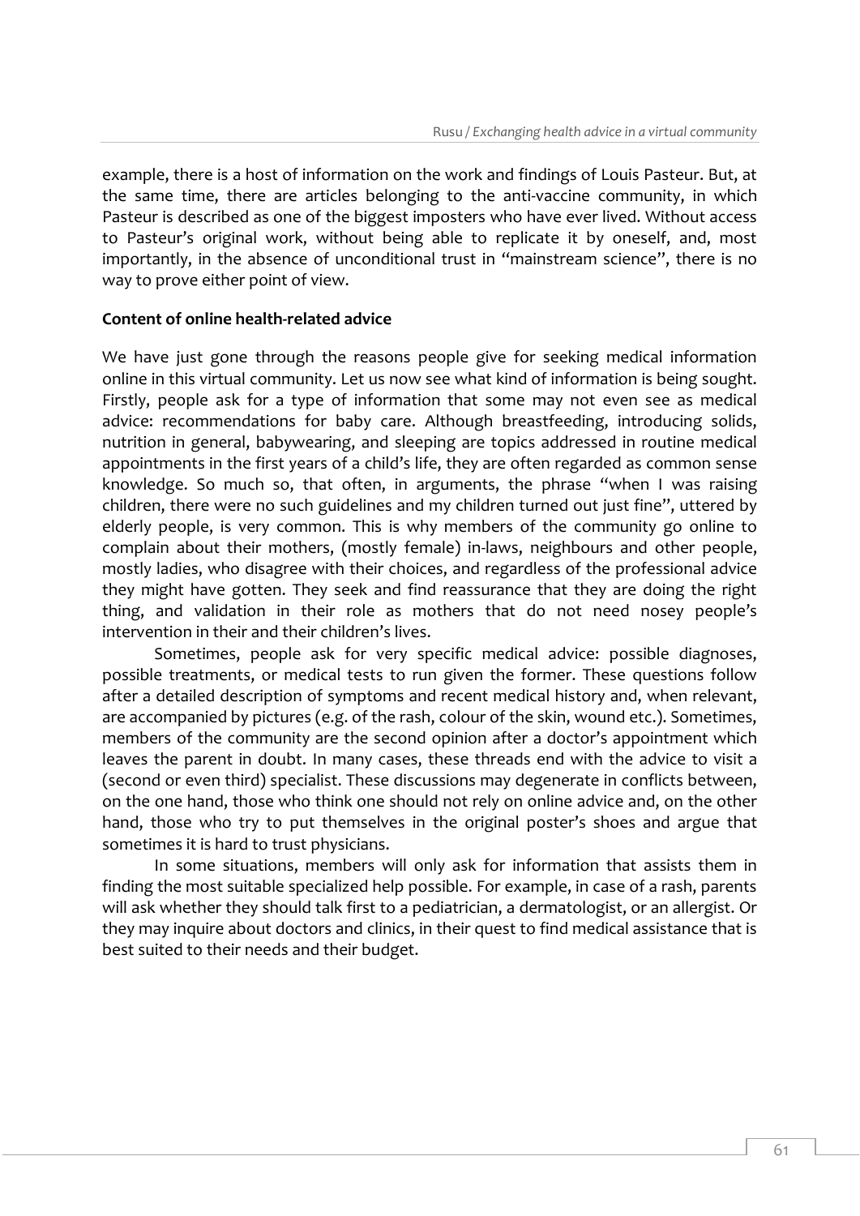example, there is a host of information on the work and findings of Louis Pasteur. But, at the same time, there are articles belonging to the anti-vaccine community, in which Pasteur is described as one of the biggest imposters who have ever lived. Without access to Pasteur's original work, without being able to replicate it by oneself, and, most importantly, in the absence of unconditional trust in "mainstream science", there is no way to prove either point of view.

**Content of online health-related advice**

We have just gone through the reasons people give for seeking medical information online in this virtual community. Let us now see what kind of information is being sought. Firstly, people ask for a type of information that some may not even see as medical advice: recommendations for baby care. Although breastfeeding, introducing solids, nutrition in general, babywearing, and sleeping are topics addressed in routine medical appointments in the first years of a child's life, they are often regarded as common sense knowledge. So much so, that often, in arguments, the phrase "when I was raising children, there were no such guidelines and my children turned out just fine", uttered by elderly people, is very common. This is why members of the community go online to complain about their mothers, (mostly female) in-laws, neighbours and other people, mostly ladies, who disagree with their choices, and regardless of the professional advice they might have gotten. They seek and find reassurance that they are doing the right thing, and validation in their role as mothers that do not need nosey people's intervention in their and their children's lives.

Sometimes, people ask for very specific medical advice: possible diagnoses, possible treatments, or medical tests to run given the former. These questions follow after a detailed description of symptoms and recent medical history and, when relevant, are accompanied by pictures (e.g. of the rash, colour of the skin, wound etc.). Sometimes, members of the community are the second opinion after a doctor's appointment which leaves the parent in doubt. In many cases, these threads end with the advice to visit a (second or even third) specialist. These discussions may degenerate in conflicts between, on the one hand, those who think one should not rely on online advice and, on the other hand, those who try to put themselves in the original poster's shoes and argue that sometimes it is hard to trust physicians.

In some situations, members will only ask for information that assists them in finding the most suitable specialized help possible. For example, in case of a rash, parents will ask whether they should talk first to a pediatrician, a dermatologist, or an allergist. Or they may inquire about doctors and clinics, in their quest to find medical assistance that is best suited to their needs and their budget.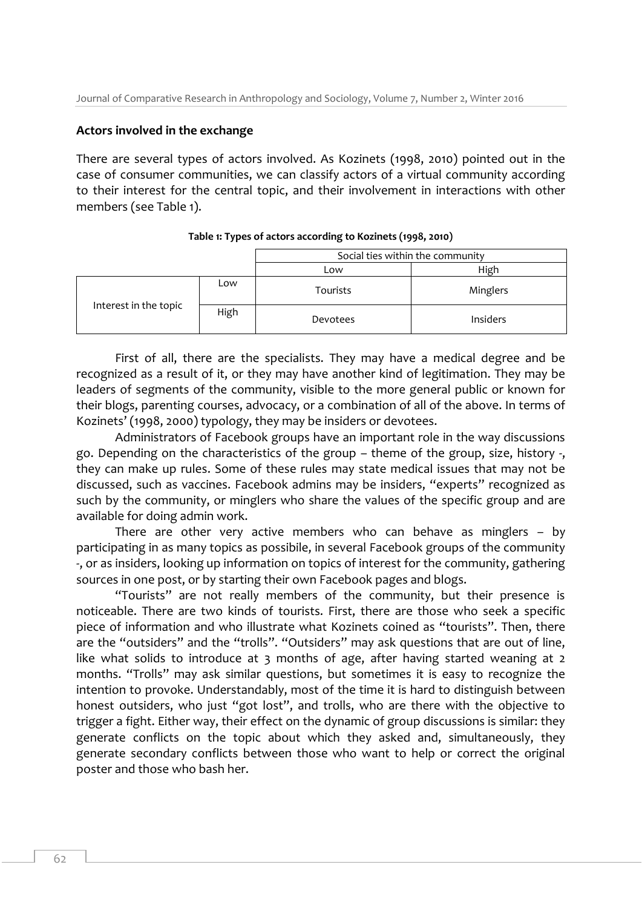### Actors involved in the exchange

There are several types of actors involved. As Kozinets (1998, 2010) pointed out in the case of consumer communities, we can classify actors of a virtual community according to their interest for the central topic, and their involvement in interactions with other members (see Table 1).

**Table 1: Types of actors according to Kozinets (1998, 2010)**

| | | Social ties within the community | |
|---|---|---|---|
| | | Low | High |
| Interest in the topic | Low | Tourists | Minglers |
| | High | Devotees | Insiders |

First of all, there are the specialists. They may have a medical degree and be recognized as a result of it, or they may have another kind of legitimation. They may be leaders of segments of the community, visible to the more general public or known for their blogs, parenting courses, advocacy, or a combination of all of the above. In terms of Kozinets' (1998, 2000) typology, they may be insiders or devotees.

Administrators of Facebook groups have an important role in the way discussions go. Depending on the characteristics of the group – theme of the group, size, history -, they can make up rules. Some of these rules may state medical issues that may not be discussed, such as vaccines. Facebook admins may be insiders, "experts" recognized as such by the community, or minglers who share the values of the specific group and are available for doing admin work.

There are other very active members who can behave as minglers – by participating in as many topics as possibile, in several Facebook groups of the community -, or as insiders, looking up information on topics of interest for the community, gathering sources in one post, or by starting their own Facebook pages and blogs.

"Tourists" are not really members of the community, but their presence is noticeable. There are two kinds of tourists. First, there are those who seek a specific piece of information and who illustrate what Kozinets coined as "tourists". Then, there are the "outsiders" and the "trolls". "Outsiders" may ask questions that are out of line, like what solids to introduce at 3 months of age, after having started weaning at 2 months. "Trolls" may ask similar questions, but sometimes it is easy to recognize the intention to provoke. Understandably, most of the time it is hard to distinguish between honest outsiders, who just "got lost", and trolls, who are there with the objective to trigger a fight. Either way, their effect on the dynamic of group discussions is similar: they generate conflicts on the topic about which they asked and, simultaneously, they generate secondary conflicts between those who want to help or correct the original poster and those who bash her.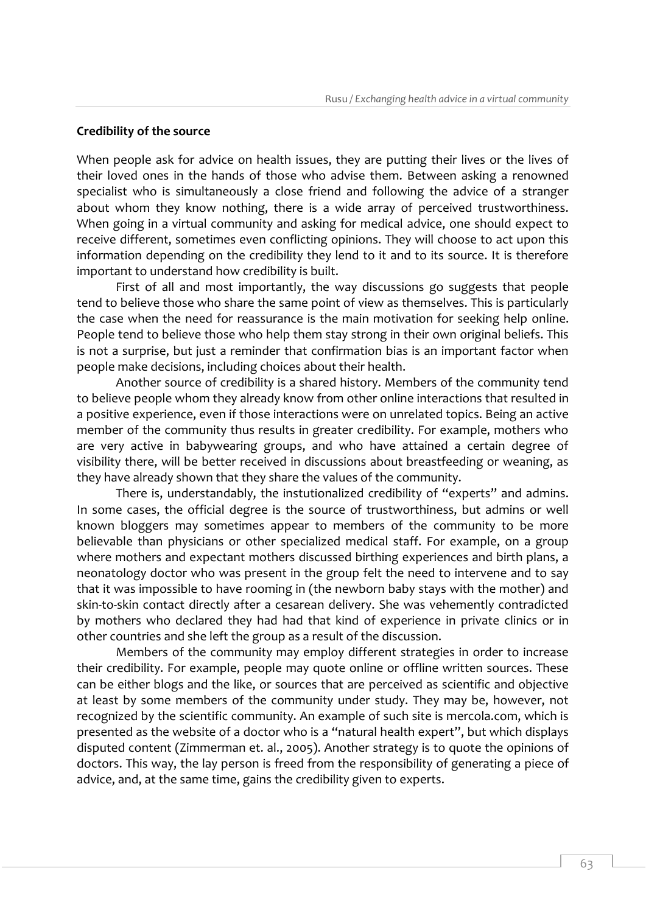### Credibility of the source

When people ask for advice on health issues, they are putting their lives or the lives of their loved ones in the hands of those who advise them. Between asking a renowned specialist who is simultaneously a close friend and following the advice of a stranger about whom they know nothing, there is a wide array of perceived trustworthiness. When going in a virtual community and asking for medical advice, one should expect to receive different, sometimes even conflicting opinions. They will choose to act upon this information depending on the credibility they lend to it and to its source. It is therefore important to understand how credibility is built.

First of all and most importantly, the way discussions go suggests that people tend to believe those who share the same point of view as themselves. This is particularly the case when the need for reassurance is the main motivation for seeking help online. People tend to believe those who help them stay strong in their own original beliefs. This is not a surprise, but just a reminder that confirmation bias is an important factor when people make decisions, including choices about their health.

Another source of credibility is a shared history. Members of the community tend to believe people whom they already know from other online interactions that resulted in a positive experience, even if those interactions were on unrelated topics. Being an active member of the community thus results in greater credibility. For example, mothers who are very active in babywearing groups, and who have attained a certain degree of visibility there, will be better received in discussions about breastfeeding or weaning, as they have already shown that they share the values of the community.

There is, understandably, the instutionalized credibility of "experts" and admins. In some cases, the official degree is the source of trustworthiness, but admins or well known bloggers may sometimes appear to members of the community to be more believable than physicians or other specialized medical staff. For example, on a group where mothers and expectant mothers discussed birthing experiences and birth plans, a neonatology doctor who was present in the group felt the need to intervene and to say that it was impossible to have rooming in (the newborn baby stays with the mother) and skin-to-skin contact directly after a cesarean delivery. She was vehemently contradicted by mothers who declared they had had that kind of experience in private clinics or in other countries and she left the group as a result of the discussion.

Members of the community may employ different strategies in order to increase their credibility. For example, people may quote online or offline written sources. These can be either blogs and the like, or sources that are perceived as scientific and objective at least by some members of the community under study. They may be, however, not recognized by the scientific community. An example of such site is mercola.com, which is presented as the website of a doctor who is a "natural health expert", but which displays disputed content (Zimmerman et. al., 2005). Another strategy is to quote the opinions of doctors. This way, the lay person is freed from the responsibility of generating a piece of advice, and, at the same time, gains the credibility given to experts.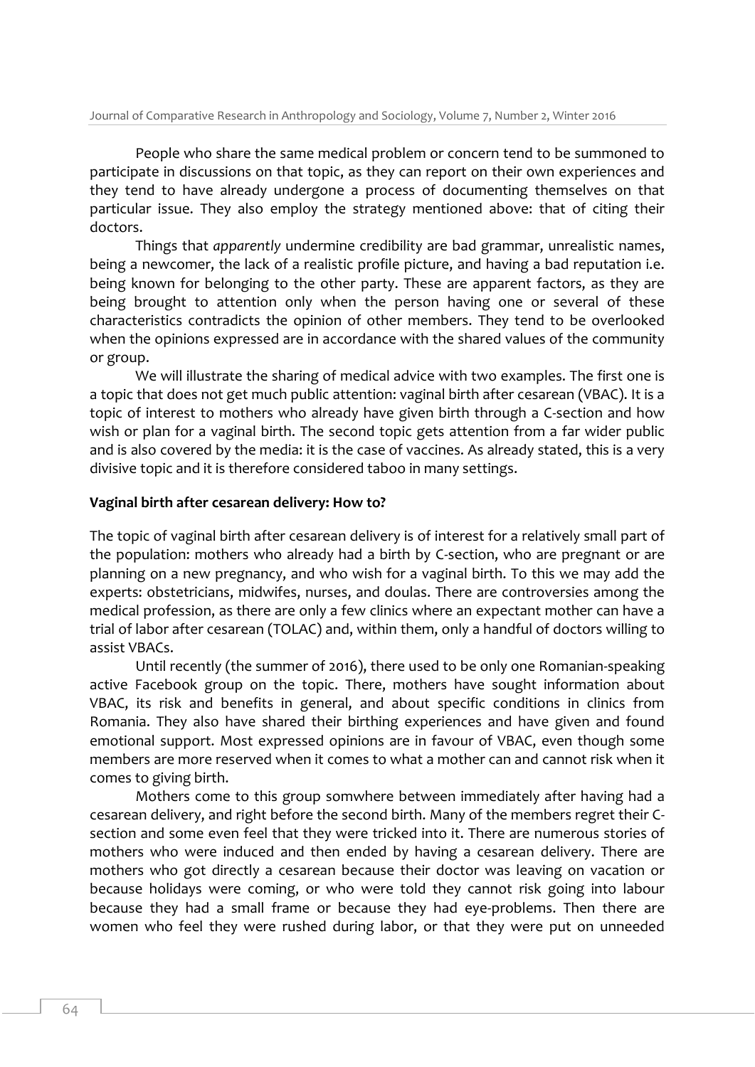People who share the same medical problem or concern tend to be summoned to participate in discussions on that topic, as they can report on their own experiences and they tend to have already undergone a process of documenting themselves on that particular issue. They also employ the strategy mentioned above: that of citing their doctors.

Things that *apparently* undermine credibility are bad grammar, unrealistic names, being a newcomer, the lack of a realistic profile picture, and having a bad reputation i.e. being known for belonging to the other party. These are apparent factors, as they are being brought to attention only when the person having one or several of these characteristics contradicts the opinion of other members. They tend to be overlooked when the opinions expressed are in accordance with the shared values of the community or group.

We will illustrate the sharing of medical advice with two examples. The first one is a topic that does not get much public attention: vaginal birth after cesarean (VBAC). It is a topic of interest to mothers who already have given birth through a C-section and how wish or plan for a vaginal birth. The second topic gets attention from a far wider public and is also covered by the media: it is the case of vaccines. As already stated, this is a very divisive topic and it is therefore considered taboo in many settings.

**Vaginal birth after cesarean delivery: How to?**

The topic of vaginal birth after cesarean delivery is of interest for a relatively small part of the population: mothers who already had a birth by C-section, who are pregnant or are planning on a new pregnancy, and who wish for a vaginal birth. To this we may add the experts: obstetricians, midwifes, nurses, and doulas. There are controversies among the medical profession, as there are only a few clinics where an expectant mother can have a trial of labor after cesarean (TOLAC) and, within them, only a handful of doctors willing to assist VBACs.

Until recently (the summer of 2016), there used to be only one Romanian-speaking active Facebook group on the topic. There, mothers have sought information about VBAC, its risk and benefits in general, and about specific conditions in clinics from Romania. They also have shared their birthing experiences and have given and found emotional support. Most expressed opinions are in favour of VBAC, even though some members are more reserved when it comes to what a mother can and cannot risk when it comes to giving birth.

Mothers come to this group somwhere between immediately after having had a cesarean delivery, and right before the second birth. Many of the members regret their C-section and some even feel that they were tricked into it. There are numerous stories of mothers who were induced and then ended by having a cesarean delivery. There are mothers who got directly a cesarean because their doctor was leaving on vacation or because holidays were coming, or who were told they cannot risk going into labour because they had a small frame or because they had eye-problems. Then there are women who feel they were rushed during labor, or that they were put on unneeded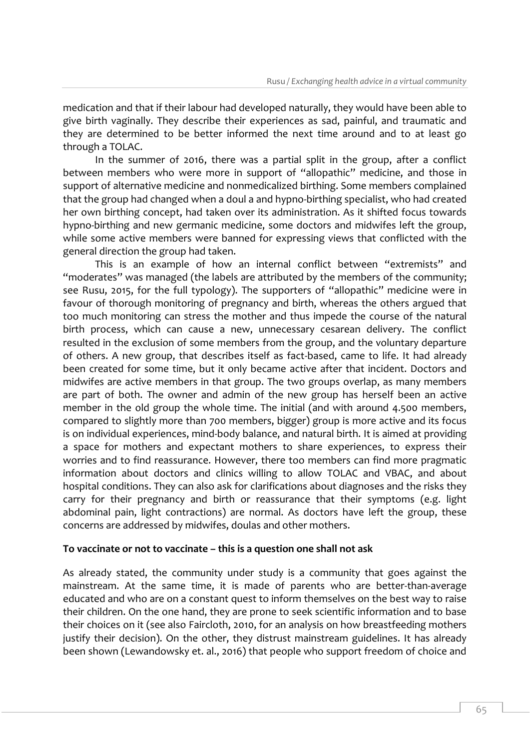medication and that if their labour had developed naturally, they would have been able to give birth vaginally. They describe their experiences as sad, painful, and traumatic and they are determined to be better informed the next time around and to at least go through a TOLAC.

In the summer of 2016, there was a partial split in the group, after a conflict between members who were more in support of "allopathic" medicine, and those in support of alternative medicine and nonmedicalized birthing. Some members complained that the group had changed when a doul a and hypno-birthing specialist, who had created her own birthing concept, had taken over its administration. As it shifted focus towards hypno-birthing and new germanic medicine, some doctors and midwifes left the group, while some active members were banned for expressing views that conflicted with the general direction the group had taken.

This is an example of how an internal conflict between "extremists" and "moderates" was managed (the labels are attributed by the members of the community; see Rusu, 2015, for the full typology). The supporters of "allopathic" medicine were in favour of thorough monitoring of pregnancy and birth, whereas the others argued that too much monitoring can stress the mother and thus impede the course of the natural birth process, which can cause a new, unnecessary cesarean delivery. The conflict resulted in the exclusion of some members from the group, and the voluntary departure of others. A new group, that describes itself as fact-based, came to life. It had already been created for some time, but it only became active after that incident. Doctors and midwifes are active members in that group. The two groups overlap, as many members are part of both. The owner and admin of the new group has herself been an active member in the old group the whole time. The initial (and with around 4.500 members, compared to slightly more than 700 members, bigger) group is more active and its focus is on individual experiences, mind-body balance, and natural birth. It is aimed at providing a space for mothers and expectant mothers to share experiences, to express their worries and to find reassurance. However, there too members can find more pragmatic information about doctors and clinics willing to allow TOLAC and VBAC, and about hospital conditions. They can also ask for clarifications about diagnoses and the risks they carry for their pregnancy and birth or reassurance that their symptoms (e.g. light abdominal pain, light contractions) are normal. As doctors have left the group, these concerns are addressed by midwifes, doulas and other mothers.

**To vaccinate or not to vaccinate – this is a question one shall not ask**

As already stated, the community under study is a community that goes against the mainstream. At the same time, it is made of parents who are better-than-average educated and who are on a constant quest to inform themselves on the best way to raise their children. On the one hand, they are prone to seek scientific information and to base their choices on it (see also Faircloth, 2010, for an analysis on how breastfeeding mothers justify their decision). On the other, they distrust mainstream guidelines. It has already been shown (Lewandowsky et. al., 2016) that people who support freedom of choice and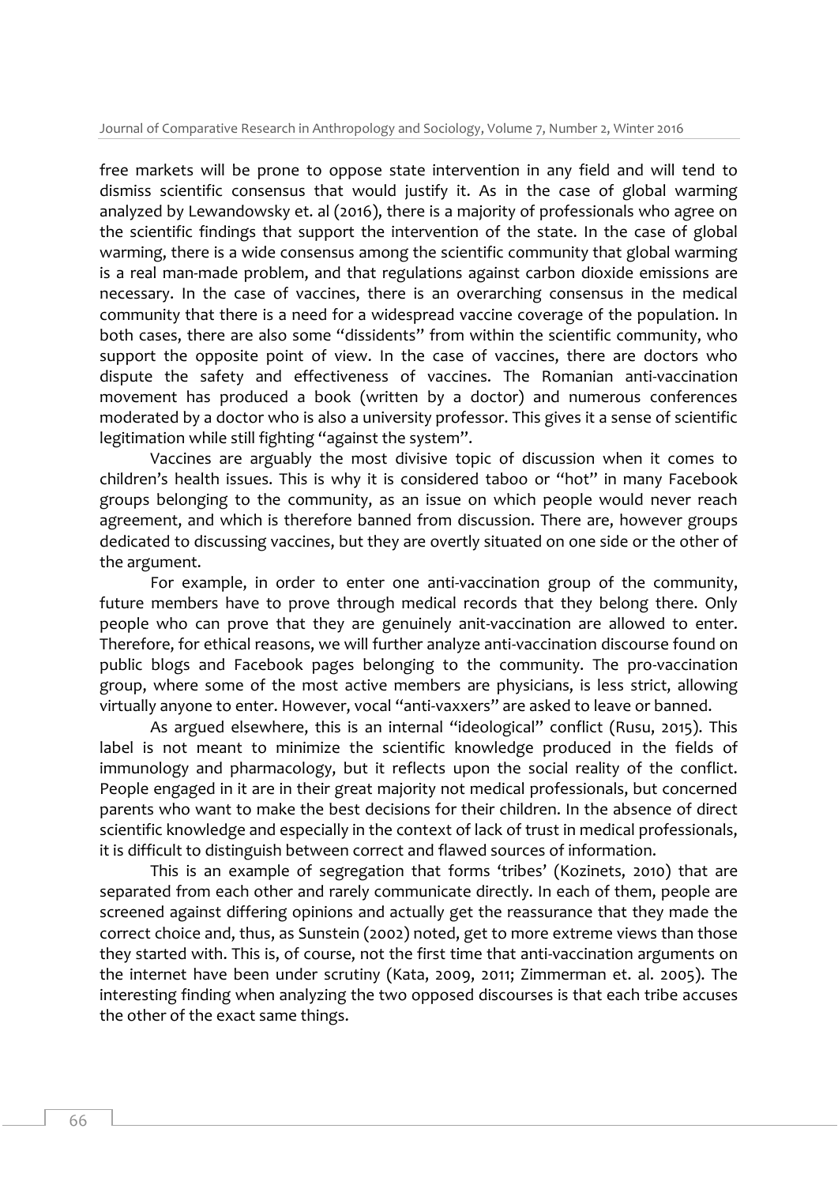free markets will be prone to oppose state intervention in any field and will tend to dismiss scientific consensus that would justify it. As in the case of global warming analyzed by Lewandowsky et. al (2016), there is a majority of professionals who agree on the scientific findings that support the intervention of the state. In the case of global warming, there is a wide consensus among the scientific community that global warming is a real man-made problem, and that regulations against carbon dioxide emissions are necessary. In the case of vaccines, there is an overarching consensus in the medical community that there is a need for a widespread vaccine coverage of the population. In both cases, there are also some "dissidents" from within the scientific community, who support the opposite point of view. In the case of vaccines, there are doctors who dispute the safety and effectiveness of vaccines. The Romanian anti-vaccination movement has produced a book (written by a doctor) and numerous conferences moderated by a doctor who is also a university professor. This gives it a sense of scientific legitimation while still fighting "against the system".

Vaccines are arguably the most divisive topic of discussion when it comes to children's health issues. This is why it is considered taboo or "hot" in many Facebook groups belonging to the community, as an issue on which people would never reach agreement, and which is therefore banned from discussion. There are, however groups dedicated to discussing vaccines, but they are overtly situated on one side or the other of the argument.

For example, in order to enter one anti-vaccination group of the community, future members have to prove through medical records that they belong there. Only people who can prove that they are genuinely anit-vaccination are allowed to enter. Therefore, for ethical reasons, we will further analyze anti-vaccination discourse found on public blogs and Facebook pages belonging to the community. The pro-vaccination group, where some of the most active members are physicians, is less strict, allowing virtually anyone to enter. However, vocal "anti-vaxxers" are asked to leave or banned.

As argued elsewhere, this is an internal "ideological" conflict (Rusu, 2015). This label is not meant to minimize the scientific knowledge produced in the fields of immunology and pharmacology, but it reflects upon the social reality of the conflict. People engaged in it are in their great majority not medical professionals, but concerned parents who want to make the best decisions for their children. In the absence of direct scientific knowledge and especially in the context of lack of trust in medical professionals, it is difficult to distinguish between correct and flawed sources of information.

This is an example of segregation that forms 'tribes' (Kozinets, 2010) that are separated from each other and rarely communicate directly. In each of them, people are screened against differing opinions and actually get the reassurance that they made the correct choice and, thus, as Sunstein (2002) noted, get to more extreme views than those they started with. This is, of course, not the first time that anti-vaccination arguments on the internet have been under scrutiny (Kata, 2009, 2011; Zimmerman et. al. 2005). The interesting finding when analyzing the two opposed discourses is that each tribe accuses the other of the exact same things.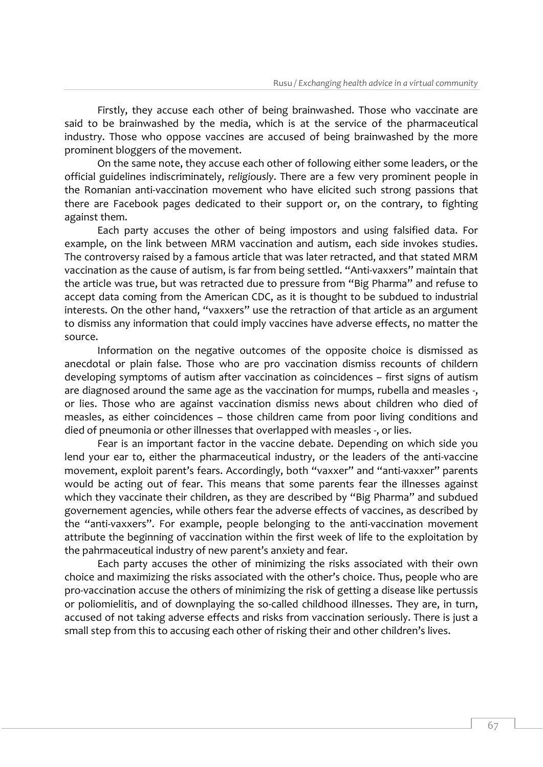Firstly, they accuse each other of being brainwashed. Those who vaccinate are said to be brainwashed by the media, which is at the service of the pharmaceutical industry. Those who oppose vaccines are accused of being brainwashed by the more prominent bloggers of the movement.

On the same note, they accuse each other of following either some leaders, or the official guidelines indiscriminately, *religiously*. There are a few very prominent people in the Romanian anti-vaccination movement who have elicited such strong passions that there are Facebook pages dedicated to their support or, on the contrary, to fighting against them.

Each party accuses the other of being impostors and using falsified data. For example, on the link between MRM vaccination and autism, each side invokes studies. The controversy raised by a famous article that was later retracted, and that stated MRM vaccination as the cause of autism, is far from being settled. "Anti-vaxxers" maintain that the article was true, but was retracted due to pressure from "Big Pharma" and refuse to accept data coming from the American CDC, as it is thought to be subdued to industrial interests. On the other hand, "vaxxers" use the retraction of that article as an argument to dismiss any information that could imply vaccines have adverse effects, no matter the source.

Information on the negative outcomes of the opposite choice is dismissed as anecdotal or plain false. Those who are pro vaccination dismiss recounts of childern developing symptoms of autism after vaccination as coincidences – first signs of autism are diagnosed around the same age as the vaccination for mumps, rubella and measles -, or lies. Those who are against vaccination dismiss news about children who died of measles, as either coincidences – those children came from poor living conditions and died of pneumonia or other illnesses that overlapped with measles -, or lies.

Fear is an important factor in the vaccine debate. Depending on which side you lend your ear to, either the pharmaceutical industry, or the leaders of the anti-vaccine movement, exploit parent's fears. Accordingly, both "vaxxer" and "anti-vaxxer" parents would be acting out of fear. This means that some parents fear the illnesses against which they vaccinate their children, as they are described by "Big Pharma" and subdued governement agencies, while others fear the adverse effects of vaccines, as described by the "anti-vaxxers". For example, people belonging to the anti-vaccination movement attribute the beginning of vaccination within the first week of life to the exploitation by the pahrmaceutical industry of new parent's anxiety and fear.

Each party accuses the other of minimizing the risks associated with their own choice and maximizing the risks associated with the other's choice. Thus, people who are pro-vaccination accuse the others of minimizing the risk of getting a disease like pertussis or poliomielitis, and of downplaying the so-called childhood illnesses. They are, in turn, accused of not taking adverse effects and risks from vaccination seriously. There is just a small step from this to accusing each other of risking their and other children's lives.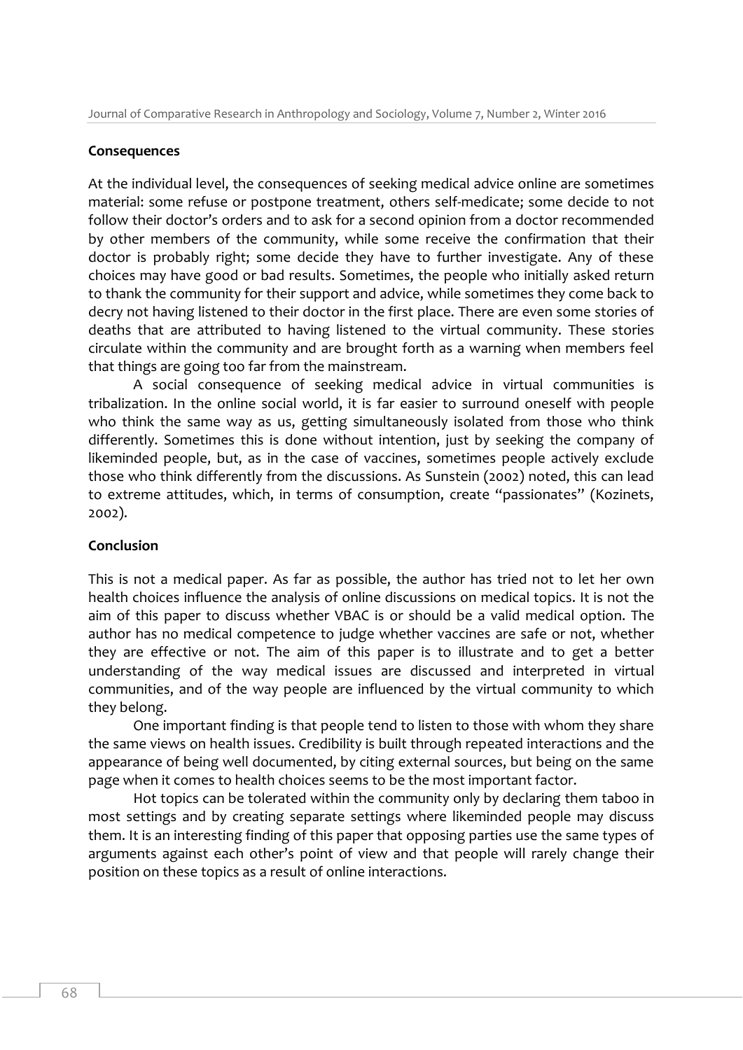## Consequences

At the individual level, the consequences of seeking medical advice online are sometimes material: some refuse or postpone treatment, others self-medicate; some decide to not follow their doctor's orders and to ask for a second opinion from a doctor recommended by other members of the community, while some receive the confirmation that their doctor is probably right; some decide they have to further investigate. Any of these choices may have good or bad results. Sometimes, the people who initially asked return to thank the community for their support and advice, while sometimes they come back to decry not having listened to their doctor in the first place. There are even some stories of deaths that are attributed to having listened to the virtual community. These stories circulate within the community and are brought forth as a warning when members feel that things are going too far from the mainstream.

A social consequence of seeking medical advice in virtual communities is tribalization. In the online social world, it is far easier to surround oneself with people who think the same way as us, getting simultaneously isolated from those who think differently. Sometimes this is done without intention, just by seeking the company of likeminded people, but, as in the case of vaccines, sometimes people actively exclude those who think differently from the discussions. As Sunstein (2002) noted, this can lead to extreme attitudes, which, in terms of consumption, create "passionates" (Kozinets, 2002).

## Conclusion

This is not a medical paper. As far as possible, the author has tried not to let her own health choices influence the analysis of online discussions on medical topics. It is not the aim of this paper to discuss whether VBAC is or should be a valid medical option. The author has no medical competence to judge whether vaccines are safe or not, whether they are effective or not. The aim of this paper is to illustrate and to get a better understanding of the way medical issues are discussed and interpreted in virtual communities, and of the way people are influenced by the virtual community to which they belong.

One important finding is that people tend to listen to those with whom they share the same views on health issues. Credibility is built through repeated interactions and the appearance of being well documented, by citing external sources, but being on the same page when it comes to health choices seems to be the most important factor.

Hot topics can be tolerated within the community only by declaring them taboo in most settings and by creating separate settings where likeminded people may discuss them. It is an interesting finding of this paper that opposing parties use the same types of arguments against each other's point of view and that people will rarely change their position on these topics as a result of online interactions.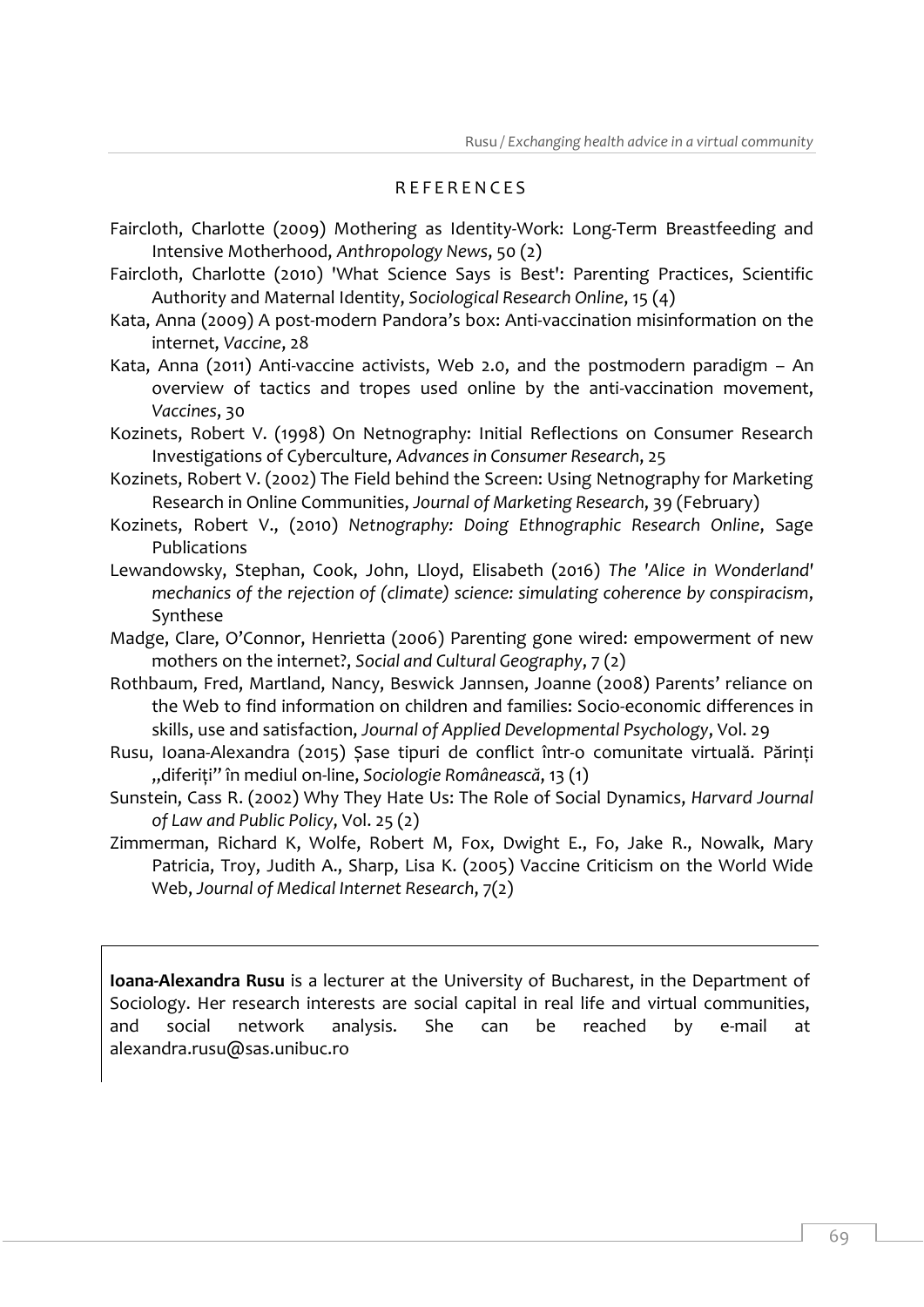## REFERENCES

Faircloth, Charlotte (2009) Mothering as Identity-Work: Long-Term Breastfeeding and Intensive Motherhood, *Anthropology News*, 50 (2)

Faircloth, Charlotte (2010) 'What Science Says is Best': Parenting Practices, Scientific Authority and Maternal Identity, *Sociological Research Online*, 15 (4)

Kata, Anna (2009) A post-modern Pandora's box: Anti-vaccination misinformation on the internet, *Vaccine*, 28

Kata, Anna (2011) Anti-vaccine activists, Web 2.0, and the postmodern paradigm – An overview of tactics and tropes used online by the anti-vaccination movement, *Vaccines*, 30

Kozinets, Robert V. (1998) On Netnography: Initial Reflections on Consumer Research Investigations of Cyberculture, *Advances in Consumer Research*, 25

Kozinets, Robert V. (2002) The Field behind the Screen: Using Netnography for Marketing Research in Online Communities, *Journal of Marketing Research*, 39 (February)

Kozinets, Robert V., (2010) *Netnography: Doing Ethnographic Research Online*, Sage Publications

Lewandowsky, Stephan, Cook, John, Lloyd, Elisabeth (2016) *The 'Alice in Wonderland' mechanics of the rejection of (climate) science: simulating coherence by conspiracism*, Synthese

Madge, Clare, O'Connor, Henrietta (2006) Parenting gone wired: empowerment of new mothers on the internet?, *Social and Cultural Geography*, 7 (2)

Rothbaum, Fred, Martland, Nancy, Beswick Jannsen, Joanne (2008) Parents' reliance on the Web to find information on children and families: Socio-economic differences in skills, use and satisfaction, *Journal of Applied Developmental Psychology*, Vol. 29

Rusu, Ioana-Alexandra (2015) Șase tipuri de conflict într-o comunitate virtuală. Părinți „diferiți" în mediul on-line, *Sociologie Românească*, 13 (1)

Sunstein, Cass R. (2002) Why They Hate Us: The Role of Social Dynamics, *Harvard Journal of Law and Public Policy*, Vol. 25 (2)

Zimmerman, Richard K, Wolfe, Robert M, Fox, Dwight E., Fo, Jake R., Nowalk, Mary Patricia, Troy, Judith A., Sharp, Lisa K. (2005) Vaccine Criticism on the World Wide Web, *Journal of Medical Internet Research*, 7(2)

**Ioana-Alexandra Rusu** is a lecturer at the University of Bucharest, in the Department of Sociology. Her research interests are social capital in real life and virtual communities, and social network analysis. She can be reached by e-mail at alexandra.rusu@sas.unibuc.ro